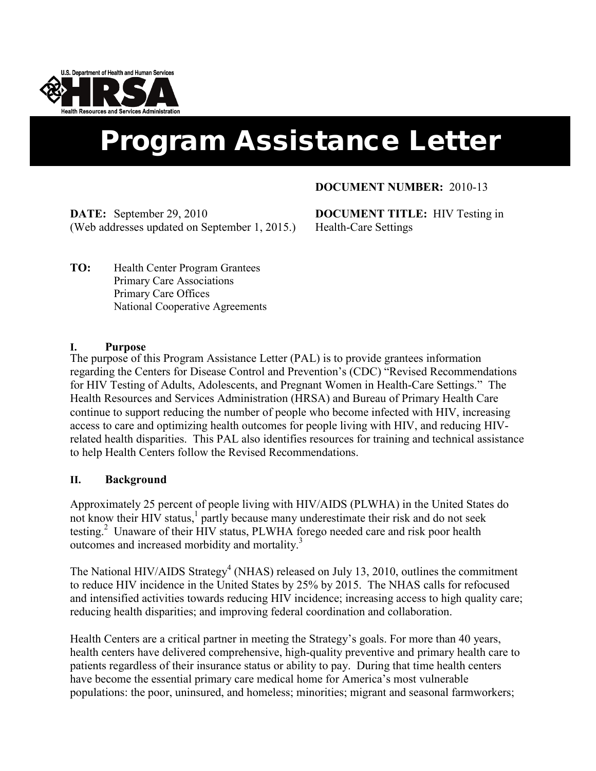U.S. Department of Health and Human Services
HRSA
Health Resources and Services Administration

# Program Assistance Letter

**DOCUMENT NUMBER:** 2010-13

**DATE:** September 29, 2010
(Web addresses updated on September 1, 2015.)

**DOCUMENT TITLE:** HIV Testing in Health-Care Settings

**TO:** Health Center Program Grantees
Primary Care Associations
Primary Care Offices
National Cooperative Agreements

## I. Purpose

The purpose of this Program Assistance Letter (PAL) is to provide grantees information regarding the Centers for Disease Control and Prevention's (CDC) "Revised Recommendations for HIV Testing of Adults, Adolescents, and Pregnant Women in Health-Care Settings." The Health Resources and Services Administration (HRSA) and Bureau of Primary Health Care continue to support reducing the number of people who become infected with HIV, increasing access to care and optimizing health outcomes for people living with HIV, and reducing HIV-related health disparities. This PAL also identifies resources for training and technical assistance to help Health Centers follow the Revised Recommendations.

## II. Background

Approximately 25 percent of people living with HIV/AIDS (PLWHA) in the United States do not know their HIV status,[1] partly because many underestimate their risk and do not seek testing.[2] Unaware of their HIV status, PLWHA forego needed care and risk poor health outcomes and increased morbidity and mortality.[3]

The National HIV/AIDS Strategy[4] (NHAS) released on July 13, 2010, outlines the commitment to reduce HIV incidence in the United States by 25% by 2015. The NHAS calls for refocused and intensified activities towards reducing HIV incidence; increasing access to high quality care; reducing health disparities; and improving federal coordination and collaboration.

Health Centers are a critical partner in meeting the Strategy's goals. For more than 40 years, health centers have delivered comprehensive, high-quality preventive and primary health care to patients regardless of their insurance status or ability to pay. During that time health centers have become the essential primary care medical home for America's most vulnerable populations: the poor, uninsured, and homeless; minorities; migrant and seasonal farmworkers;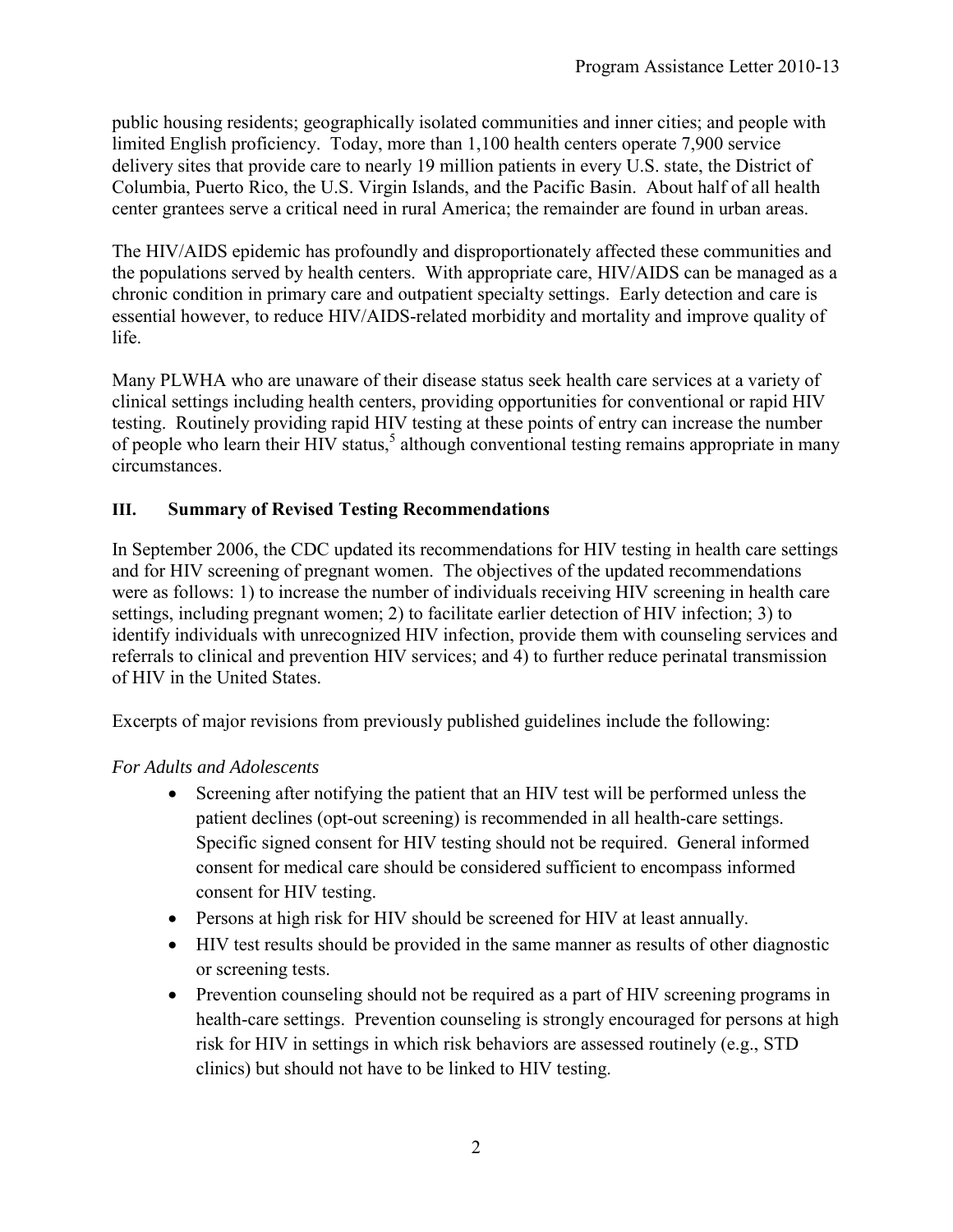public housing residents; geographically isolated communities and inner cities; and people with limited English proficiency. Today, more than 1,100 health centers operate 7,900 service delivery sites that provide care to nearly 19 million patients in every U.S. state, the District of Columbia, Puerto Rico, the U.S. Virgin Islands, and the Pacific Basin. About half of all health center grantees serve a critical need in rural America; the remainder are found in urban areas.

The HIV/AIDS epidemic has profoundly and disproportionately affected these communities and the populations served by health centers. With appropriate care, HIV/AIDS can be managed as a chronic condition in primary care and outpatient specialty settings. Early detection and care is essential however, to reduce HIV/AIDS-related morbidity and mortality and improve quality of life.

Many PLWHA who are unaware of their disease status seek health care services at a variety of clinical settings including health centers, providing opportunities for conventional or rapid HIV testing. Routinely providing rapid HIV testing at these points of entry can increase the number of people who learn their HIV status,[5] although conventional testing remains appropriate in many circumstances.

## III. Summary of Revised Testing Recommendations

In September 2006, the CDC updated its recommendations for HIV testing in health care settings and for HIV screening of pregnant women. The objectives of the updated recommendations were as follows: 1) to increase the number of individuals receiving HIV screening in health care settings, including pregnant women; 2) to facilitate earlier detection of HIV infection; 3) to identify individuals with unrecognized HIV infection, provide them with counseling services and referrals to clinical and prevention HIV services; and 4) to further reduce perinatal transmission of HIV in the United States.

Excerpts of major revisions from previously published guidelines include the following:

*For Adults and Adolescents*

- Screening after notifying the patient that an HIV test will be performed unless the patient declines (opt-out screening) is recommended in all health-care settings. Specific signed consent for HIV testing should not be required. General informed consent for medical care should be considered sufficient to encompass informed consent for HIV testing.
- Persons at high risk for HIV should be screened for HIV at least annually.
- HIV test results should be provided in the same manner as results of other diagnostic or screening tests.
- Prevention counseling should not be required as a part of HIV screening programs in health-care settings. Prevention counseling is strongly encouraged for persons at high risk for HIV in settings in which risk behaviors are assessed routinely (e.g., STD clinics) but should not have to be linked to HIV testing.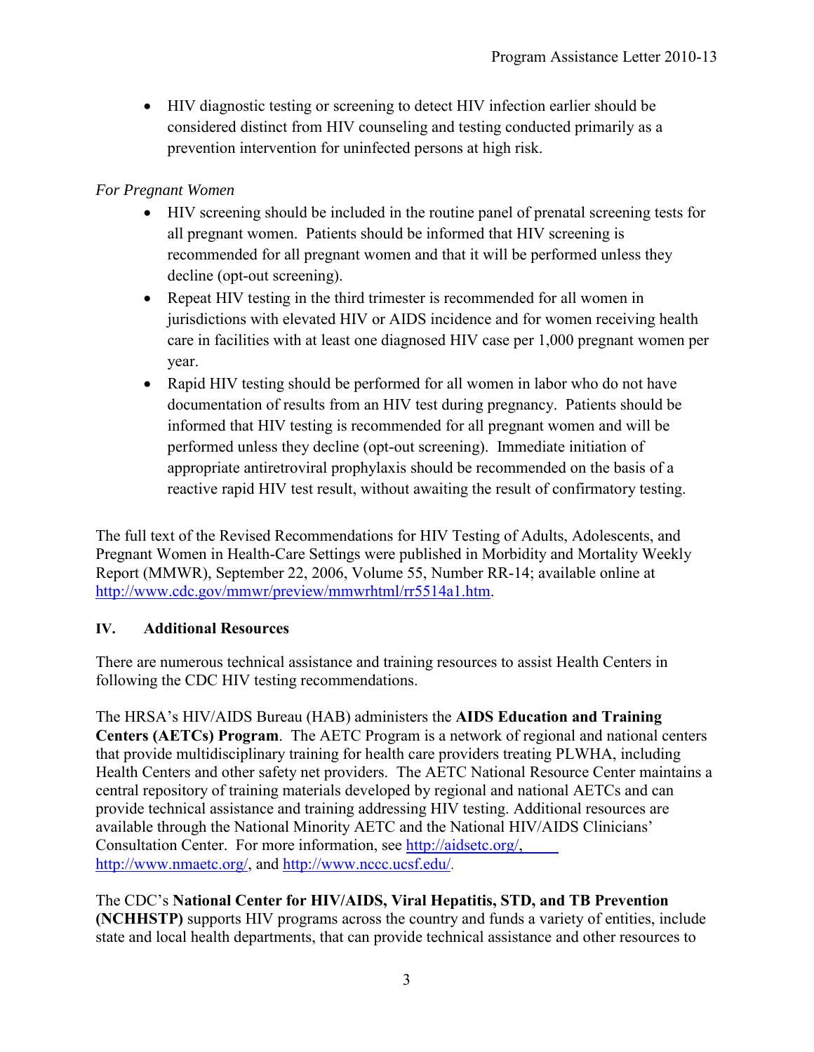- HIV diagnostic testing or screening to detect HIV infection earlier should be considered distinct from HIV counseling and testing conducted primarily as a prevention intervention for uninfected persons at high risk.

*For Pregnant Women*

- HIV screening should be included in the routine panel of prenatal screening tests for all pregnant women. Patients should be informed that HIV screening is recommended for all pregnant women and that it will be performed unless they decline (opt-out screening).
- Repeat HIV testing in the third trimester is recommended for all women in jurisdictions with elevated HIV or AIDS incidence and for women receiving health care in facilities with at least one diagnosed HIV case per 1,000 pregnant women per year.
- Rapid HIV testing should be performed for all women in labor who do not have documentation of results from an HIV test during pregnancy. Patients should be informed that HIV testing is recommended for all pregnant women and will be performed unless they decline (opt-out screening). Immediate initiation of appropriate antiretroviral prophylaxis should be recommended on the basis of a reactive rapid HIV test result, without awaiting the result of confirmatory testing.

The full text of the Revised Recommendations for HIV Testing of Adults, Adolescents, and Pregnant Women in Health-Care Settings were published in Morbidity and Mortality Weekly Report (MMWR), September 22, 2006, Volume 55, Number RR-14; available online at http://www.cdc.gov/mmwr/preview/mmwrhtml/rr5514a1.htm.

## IV. Additional Resources

There are numerous technical assistance and training resources to assist Health Centers in following the CDC HIV testing recommendations.

The HRSA's HIV/AIDS Bureau (HAB) administers the **AIDS Education and Training Centers (AETCs) Program**. The AETC Program is a network of regional and national centers that provide multidisciplinary training for health care providers treating PLWHA, including Health Centers and other safety net providers. The AETC National Resource Center maintains a central repository of training materials developed by regional and national AETCs and can provide technical assistance and training addressing HIV testing. Additional resources are available through the National Minority AETC and the National HIV/AIDS Clinicians' Consultation Center. For more information, see http://aidsetc.org/, http://www.nmaetc.org/, and http://www.nccc.ucsf.edu/.

The CDC's **National Center for HIV/AIDS, Viral Hepatitis, STD, and TB Prevention (NCHHSTP)** supports HIV programs across the country and funds a variety of entities, include state and local health departments, that can provide technical assistance and other resources to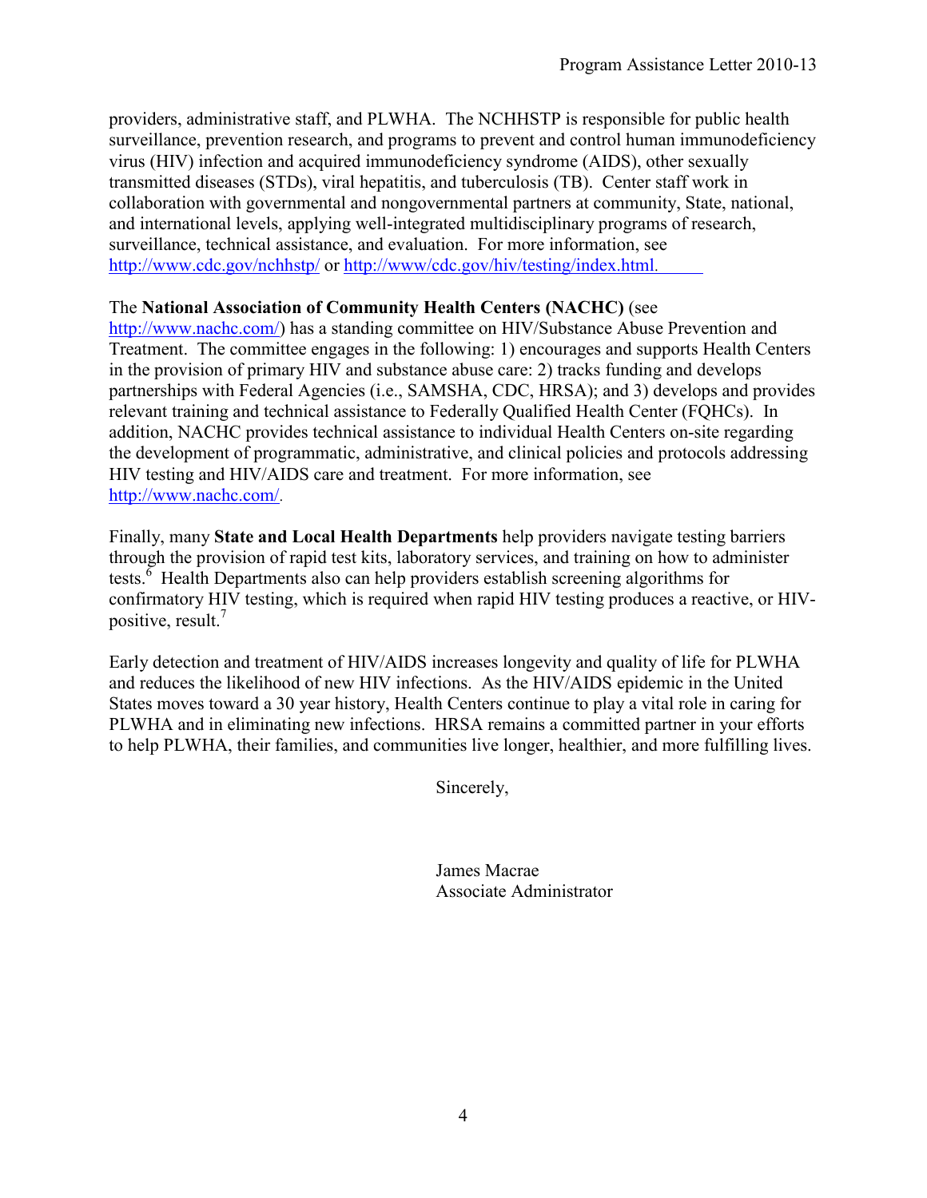providers, administrative staff, and PLWHA. The NCHHSTP is responsible for public health surveillance, prevention research, and programs to prevent and control human immunodeficiency virus (HIV) infection and acquired immunodeficiency syndrome (AIDS), other sexually transmitted diseases (STDs), viral hepatitis, and tuberculosis (TB). Center staff work in collaboration with governmental and nongovernmental partners at community, State, national, and international levels, applying well-integrated multidisciplinary programs of research, surveillance, technical assistance, and evaluation. For more information, see http://www.cdc.gov/nchhstp/ or http://www/cdc.gov/hiv/testing/index.html.

The **National Association of Community Health Centers (NACHC)** (see http://www.nachc.com/) has a standing committee on HIV/Substance Abuse Prevention and Treatment. The committee engages in the following: 1) encourages and supports Health Centers in the provision of primary HIV and substance abuse care: 2) tracks funding and develops partnerships with Federal Agencies (i.e., SAMSHA, CDC, HRSA); and 3) develops and provides relevant training and technical assistance to Federally Qualified Health Center (FQHCs). In addition, NACHC provides technical assistance to individual Health Centers on-site regarding the development of programmatic, administrative, and clinical policies and protocols addressing HIV testing and HIV/AIDS care and treatment. For more information, see http://www.nachc.com/.

Finally, many **State and Local Health Departments** help providers navigate testing barriers through the provision of rapid test kits, laboratory services, and training on how to administer tests.[6] Health Departments also can help providers establish screening algorithms for confirmatory HIV testing, which is required when rapid HIV testing produces a reactive, or HIV-positive, result.[7]

Early detection and treatment of HIV/AIDS increases longevity and quality of life for PLWHA and reduces the likelihood of new HIV infections. As the HIV/AIDS epidemic in the United States moves toward a 30 year history, Health Centers continue to play a vital role in caring for PLWHA and in eliminating new infections. HRSA remains a committed partner in your efforts to help PLWHA, their families, and communities live longer, healthier, and more fulfilling lives.

Sincerely,

James Macrae
Associate Administrator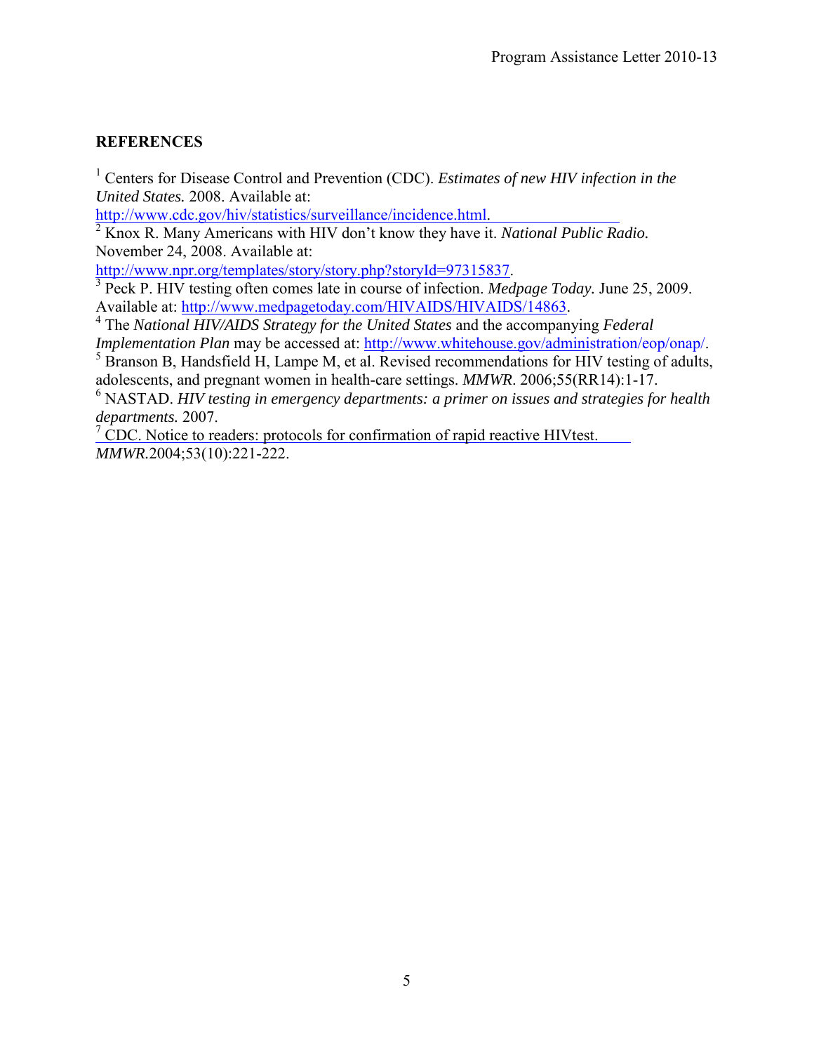**REFERENCES**

[1] Centers for Disease Control and Prevention (CDC). *Estimates of new HIV infection in the United States.* 2008. Available at: http://www.cdc.gov/hiv/statistics/surveillance/incidence.html.

[2] Knox R. Many Americans with HIV don't know they have it. *National Public Radio.* November 24, 2008. Available at: http://www.npr.org/templates/story/story.php?storyId=97315837.

[3] Peck P. HIV testing often comes late in course of infection. *Medpage Today.* June 25, 2009. Available at: http://www.medpagetoday.com/HIVAIDS/HIVAIDS/14863.

[4] The *National HIV/AIDS Strategy for the United States* and the accompanying *Federal Implementation Plan* may be accessed at: http://www.whitehouse.gov/administration/eop/onap/.

[5] Branson B, Handsfield H, Lampe M, et al. Revised recommendations for HIV testing of adults, adolescents, and pregnant women in health-care settings. *MMWR*. 2006;55(RR14):1-17.

[6] NASTAD. *HIV testing in emergency departments: a primer on issues and strategies for health departments.* 2007.

[7] CDC. Notice to readers: protocols for confirmation of rapid reactive HIVtest. *MMWR.*2004;53(10):221-222.